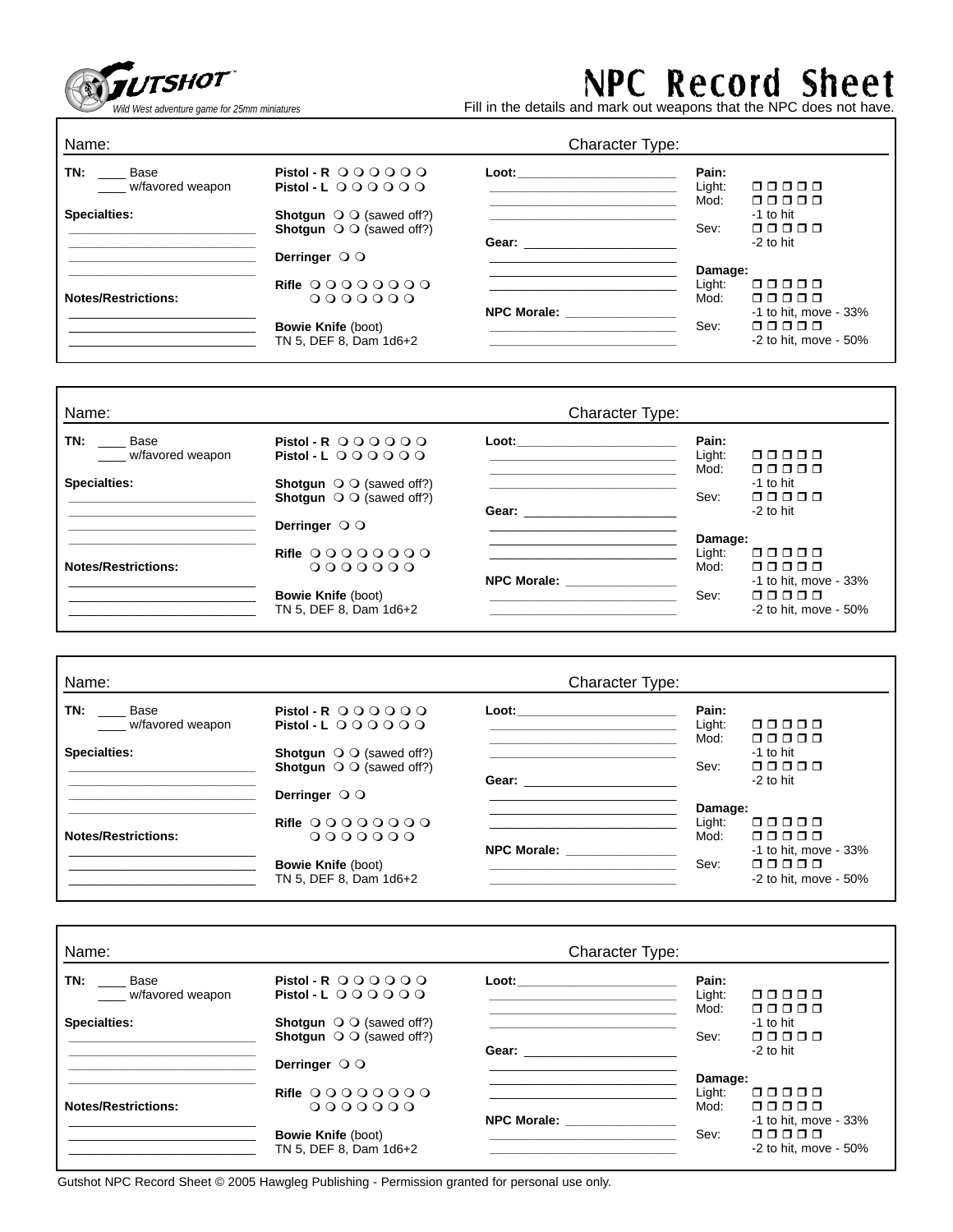GUTSHOT™

*Wild West adventure game for 25mm miniatures*

# NPC Record Sheet

Fill in the details and mark out weapons that the NPC does not have.

---

Name: Character Type:

**TN:** ____ Base
____ w/favored weapon

**Specialties:**
________________________
________________________
________________________
________________________

**Notes/Restrictions:**
________________________
________________________
________________________

**Pistol - R** ❍ ❍ ❍ ❍ ❍ ❍
**Pistol - L** ❍ ❍ ❍ ❍ ❍ ❍

**Shotgun** ❍ ❍ (sawed off?)
**Shotgun** ❍ ❍ (sawed off?)

**Derringer** ❍ ❍

**Rifle** ❍ ❍ ❍ ❍ ❍ ❍ ❍ ❍ ❍
❍ ❍ ❍ ❍ ❍ ❍ ❍

**Bowie Knife** (boot)
TN 5, DEF 8, Dam 1d6+2

**Loot:** ____________________
________________________
________________________
________________________

**Gear:** ____________________
________________________
________________________
________________________

**NPC Morale:** ______________
________________________
________________________

**Pain:**
Light: ❒ ❒ ❒ ❒ ❒
Mod: ❒ ❒ ❒ ❒ ❒
-1 to hit
Sev: ❒ ❒ ❒ ❒ ❒
-2 to hit

**Damage:**
Light: ❒ ❒ ❒ ❒ ❒
Mod: ❒ ❒ ❒ ❒ ❒
-1 to hit, move - 33%
Sev: ❒ ❒ ❒ ❒ ❒
-2 to hit, move - 50%

---

Name: Character Type:

**TN:** ____ Base
____ w/favored weapon

**Specialties:**
________________________
________________________
________________________
________________________

**Notes/Restrictions:**
________________________
________________________
________________________

**Pistol - R** ❍ ❍ ❍ ❍ ❍ ❍
**Pistol - L** ❍ ❍ ❍ ❍ ❍ ❍

**Shotgun** ❍ ❍ (sawed off?)
**Shotgun** ❍ ❍ (sawed off?)

**Derringer** ❍ ❍

**Rifle** ❍ ❍ ❍ ❍ ❍ ❍ ❍ ❍ ❍
❍ ❍ ❍ ❍ ❍ ❍ ❍

**Bowie Knife** (boot)
TN 5, DEF 8, Dam 1d6+2

**Loot:** ____________________
________________________
________________________
________________________

**Gear:** ____________________
________________________
________________________
________________________

**NPC Morale:** ______________
________________________
________________________

**Pain:**
Light: ❒ ❒ ❒ ❒ ❒
Mod: ❒ ❒ ❒ ❒ ❒
-1 to hit
Sev: ❒ ❒ ❒ ❒ ❒
-2 to hit

**Damage:**
Light: ❒ ❒ ❒ ❒ ❒
Mod: ❒ ❒ ❒ ❒ ❒
-1 to hit, move - 33%
Sev: ❒ ❒ ❒ ❒ ❒
-2 to hit, move - 50%

---

Name: Character Type:

**TN:** ____ Base
____ w/favored weapon

**Specialties:**
________________________
________________________
________________________
________________________

**Notes/Restrictions:**
________________________
________________________
________________________

**Pistol - R** ❍ ❍ ❍ ❍ ❍ ❍
**Pistol - L** ❍ ❍ ❍ ❍ ❍ ❍

**Shotgun** ❍ ❍ (sawed off?)
**Shotgun** ❍ ❍ (sawed off?)

**Derringer** ❍ ❍

**Rifle** ❍ ❍ ❍ ❍ ❍ ❍ ❍ ❍ ❍
❍ ❍ ❍ ❍ ❍ ❍ ❍

**Bowie Knife** (boot)
TN 5, DEF 8, Dam 1d6+2

**Loot:** ____________________
________________________
________________________
________________________

**Gear:** ____________________
________________________
________________________
________________________

**NPC Morale:** ______________
________________________
________________________

**Pain:**
Light: ❒ ❒ ❒ ❒ ❒
Mod: ❒ ❒ ❒ ❒ ❒
-1 to hit
Sev: ❒ ❒ ❒ ❒ ❒
-2 to hit

**Damage:**
Light: ❒ ❒ ❒ ❒ ❒
Mod: ❒ ❒ ❒ ❒ ❒
-1 to hit, move - 33%
Sev: ❒ ❒ ❒ ❒ ❒
-2 to hit, move - 50%

---

Name: Character Type:

**TN:** ____ Base
____ w/favored weapon

**Specialties:**
________________________
________________________
________________________
________________________

**Notes/Restrictions:**
________________________
________________________
________________________

**Pistol - R** ❍ ❍ ❍ ❍ ❍ ❍
**Pistol - L** ❍ ❍ ❍ ❍ ❍ ❍

**Shotgun** ❍ ❍ (sawed off?)
**Shotgun** ❍ ❍ (sawed off?)

**Derringer** ❍ ❍

**Rifle** ❍ ❍ ❍ ❍ ❍ ❍ ❍ ❍ ❍
❍ ❍ ❍ ❍ ❍ ❍ ❍

**Bowie Knife** (boot)
TN 5, DEF 8, Dam 1d6+2

**Loot:** ____________________
________________________
________________________
________________________

**Gear:** ____________________
________________________
________________________
________________________

**NPC Morale:** ______________
________________________
________________________

**Pain:**
Light: ❒ ❒ ❒ ❒ ❒
Mod: ❒ ❒ ❒ ❒ ❒
-1 to hit
Sev: ❒ ❒ ❒ ❒ ❒
-2 to hit

**Damage:**
Light: ❒ ❒ ❒ ❒ ❒
Mod: ❒ ❒ ❒ ❒ ❒
-1 to hit, move - 33%
Sev: ❒ ❒ ❒ ❒ ❒
-2 to hit, move - 50%

---

Gutshot NPC Record Sheet © 2005 Hawgleg Publishing - Permission granted for personal use only.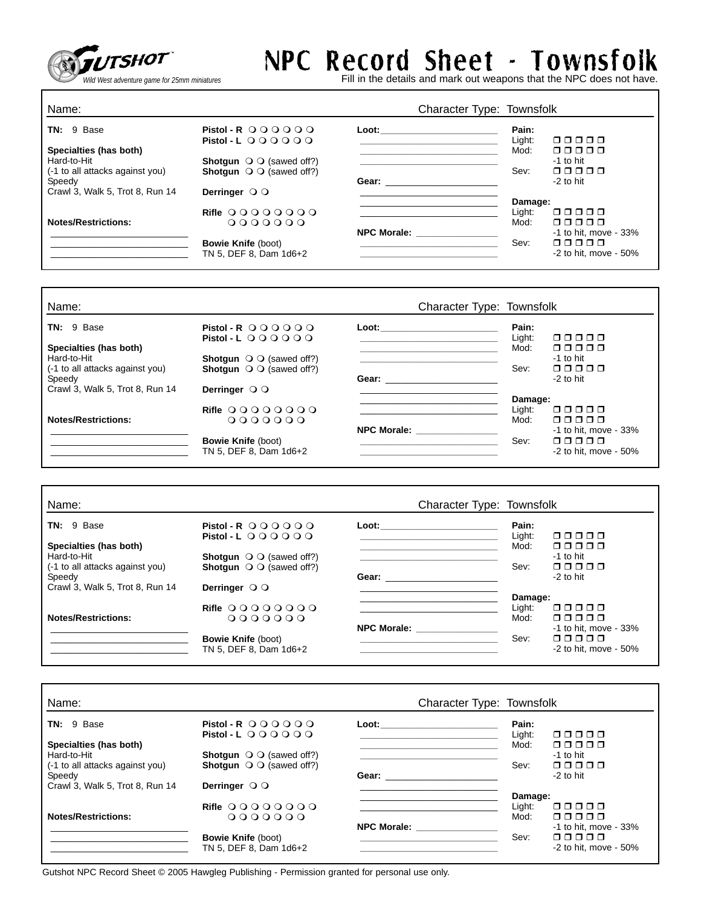GUTSHOT™
*Wild West adventure game for 25mm miniatures*

# NPC Record Sheet - Townsfolk

Fill in the details and mark out weapons that the NPC does not have.

---

Name: Character Type: Townsfolk

**TN:** 9 Base

**Specialties (has both)**
Hard-to-Hit
(-1 to all attacks against you)
Speedy
Crawl 3, Walk 5, Trot 8, Run 14

**Notes/Restrictions:** \_\_\_\_\_\_\_\_\_\_\_\_\_\_\_\_\_\_\_\_

**Pistol - R** ❍ ❍ ❍ ❍ ❍ ❍
**Pistol - L** ❍ ❍ ❍ ❍ ❍ ❍

**Shotgun** ❍ ❍ (sawed off?)
**Shotgun** ❍ ❍ (sawed off?)

**Derringer** ❍ ❍

**Rifle** ❍ ❍ ❍ ❍ ❍ ❍ ❍ ❍ ❍
❍ ❍ ❍ ❍ ❍ ❍ ❍

**Bowie Knife** (boot)
TN 5, DEF 8, Dam 1d6+2

**Loot:** \_\_\_\_\_\_\_\_\_\_\_\_\_\_\_\_\_\_\_\_

**Gear:** \_\_\_\_\_\_\_\_\_\_\_\_\_\_\_\_\_\_\_\_

**NPC Morale:** \_\_\_\_\_\_\_\_\_\_\_\_\_\_\_\_\_\_\_\_

**Pain:**
Light: ❐ ❐ ❐ ❐ ❐
Mod: ❐ ❐ ❐ ❐ ❐
-1 to hit
Sev: ❐ ❐ ❐ ❐ ❐
-2 to hit

**Damage:**
Light: ❐ ❐ ❐ ❐ ❐
Mod: ❐ ❐ ❐ ❐ ❐
-1 to hit, move - 33%
Sev: ❐ ❐ ❐ ❐ ❐
-2 to hit, move - 50%

---

Name: Character Type: Townsfolk

**TN:** 9 Base

**Specialties (has both)**
Hard-to-Hit
(-1 to all attacks against you)
Speedy
Crawl 3, Walk 5, Trot 8, Run 14

**Notes/Restrictions:** \_\_\_\_\_\_\_\_\_\_\_\_\_\_\_\_\_\_\_\_

**Pistol - R** ❍ ❍ ❍ ❍ ❍ ❍
**Pistol - L** ❍ ❍ ❍ ❍ ❍ ❍

**Shotgun** ❍ ❍ (sawed off?)
**Shotgun** ❍ ❍ (sawed off?)

**Derringer** ❍ ❍

**Rifle** ❍ ❍ ❍ ❍ ❍ ❍ ❍ ❍ ❍
❍ ❍ ❍ ❍ ❍ ❍ ❍

**Bowie Knife** (boot)
TN 5, DEF 8, Dam 1d6+2

**Loot:** \_\_\_\_\_\_\_\_\_\_\_\_\_\_\_\_\_\_\_\_

**Gear:** \_\_\_\_\_\_\_\_\_\_\_\_\_\_\_\_\_\_\_\_

**NPC Morale:** \_\_\_\_\_\_\_\_\_\_\_\_\_\_\_\_\_\_\_\_

**Pain:**
Light: ❐ ❐ ❐ ❐ ❐
Mod: ❐ ❐ ❐ ❐ ❐
-1 to hit
Sev: ❐ ❐ ❐ ❐ ❐
-2 to hit

**Damage:**
Light: ❐ ❐ ❐ ❐ ❐
Mod: ❐ ❐ ❐ ❐ ❐
-1 to hit, move - 33%
Sev: ❐ ❐ ❐ ❐ ❐
-2 to hit, move - 50%

---

Name: Character Type: Townsfolk

**TN:** 9 Base

**Specialties (has both)**
Hard-to-Hit
(-1 to all attacks against you)
Speedy
Crawl 3, Walk 5, Trot 8, Run 14

**Notes/Restrictions:** \_\_\_\_\_\_\_\_\_\_\_\_\_\_\_\_\_\_\_\_

**Pistol - R** ❍ ❍ ❍ ❍ ❍ ❍
**Pistol - L** ❍ ❍ ❍ ❍ ❍ ❍

**Shotgun** ❍ ❍ (sawed off?)
**Shotgun** ❍ ❍ (sawed off?)

**Derringer** ❍ ❍

**Rifle** ❍ ❍ ❍ ❍ ❍ ❍ ❍ ❍ ❍
❍ ❍ ❍ ❍ ❍ ❍ ❍

**Bowie Knife** (boot)
TN 5, DEF 8, Dam 1d6+2

**Loot:** \_\_\_\_\_\_\_\_\_\_\_\_\_\_\_\_\_\_\_\_

**Gear:** \_\_\_\_\_\_\_\_\_\_\_\_\_\_\_\_\_\_\_\_

**NPC Morale:** \_\_\_\_\_\_\_\_\_\_\_\_\_\_\_\_\_\_\_\_

**Pain:**
Light: ❐ ❐ ❐ ❐ ❐
Mod: ❐ ❐ ❐ ❐ ❐
-1 to hit
Sev: ❐ ❐ ❐ ❐ ❐
-2 to hit

**Damage:**
Light: ❐ ❐ ❐ ❐ ❐
Mod: ❐ ❐ ❐ ❐ ❐
-1 to hit, move - 33%
Sev: ❐ ❐ ❐ ❐ ❐
-2 to hit, move - 50%

---

Name: Character Type: Townsfolk

**TN:** 9 Base

**Specialties (has both)**
Hard-to-Hit
(-1 to all attacks against you)
Speedy
Crawl 3, Walk 5, Trot 8, Run 14

**Notes/Restrictions:** \_\_\_\_\_\_\_\_\_\_\_\_\_\_\_\_\_\_\_\_

**Pistol - R** ❍ ❍ ❍ ❍ ❍ ❍
**Pistol - L** ❍ ❍ ❍ ❍ ❍ ❍

**Shotgun** ❍ ❍ (sawed off?)
**Shotgun** ❍ ❍ (sawed off?)

**Derringer** ❍ ❍

**Rifle** ❍ ❍ ❍ ❍ ❍ ❍ ❍ ❍ ❍
❍ ❍ ❍ ❍ ❍ ❍ ❍

**Bowie Knife** (boot)
TN 5, DEF 8, Dam 1d6+2

**Loot:** \_\_\_\_\_\_\_\_\_\_\_\_\_\_\_\_\_\_\_\_

**Gear:** \_\_\_\_\_\_\_\_\_\_\_\_\_\_\_\_\_\_\_\_

**NPC Morale:** \_\_\_\_\_\_\_\_\_\_\_\_\_\_\_\_\_\_\_\_

**Pain:**
Light: ❐ ❐ ❐ ❐ ❐
Mod: ❐ ❐ ❐ ❐ ❐
-1 to hit
Sev: ❐ ❐ ❐ ❐ ❐
-2 to hit

**Damage:**
Light: ❐ ❐ ❐ ❐ ❐
Mod: ❐ ❐ ❐ ❐ ❐
-1 to hit, move - 33%
Sev: ❐ ❐ ❐ ❐ ❐
-2 to hit, move - 50%

---

Gutshot NPC Record Sheet © 2005 Hawgleg Publishing - Permission granted for personal use only.